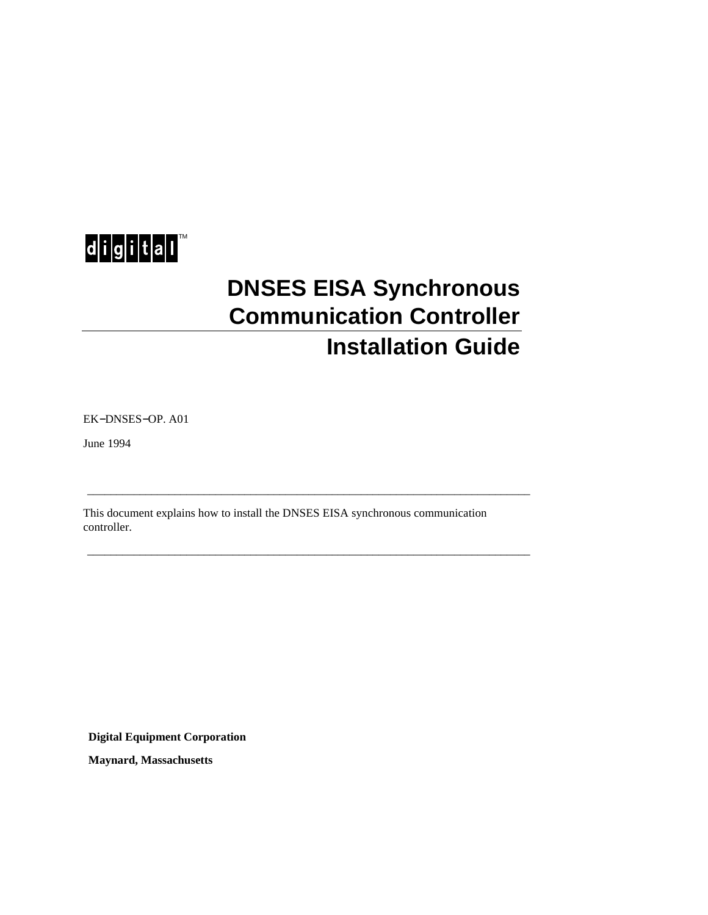digital™

# DNSES EISA Synchronous Communication Controller

# Installation Guide

EK–DNSES–OP. A01

June 1994

---

This document explains how to install the DNSES EISA synchronous communication controller.

---

**Digital Equipment Corporation**

**Maynard, Massachusetts**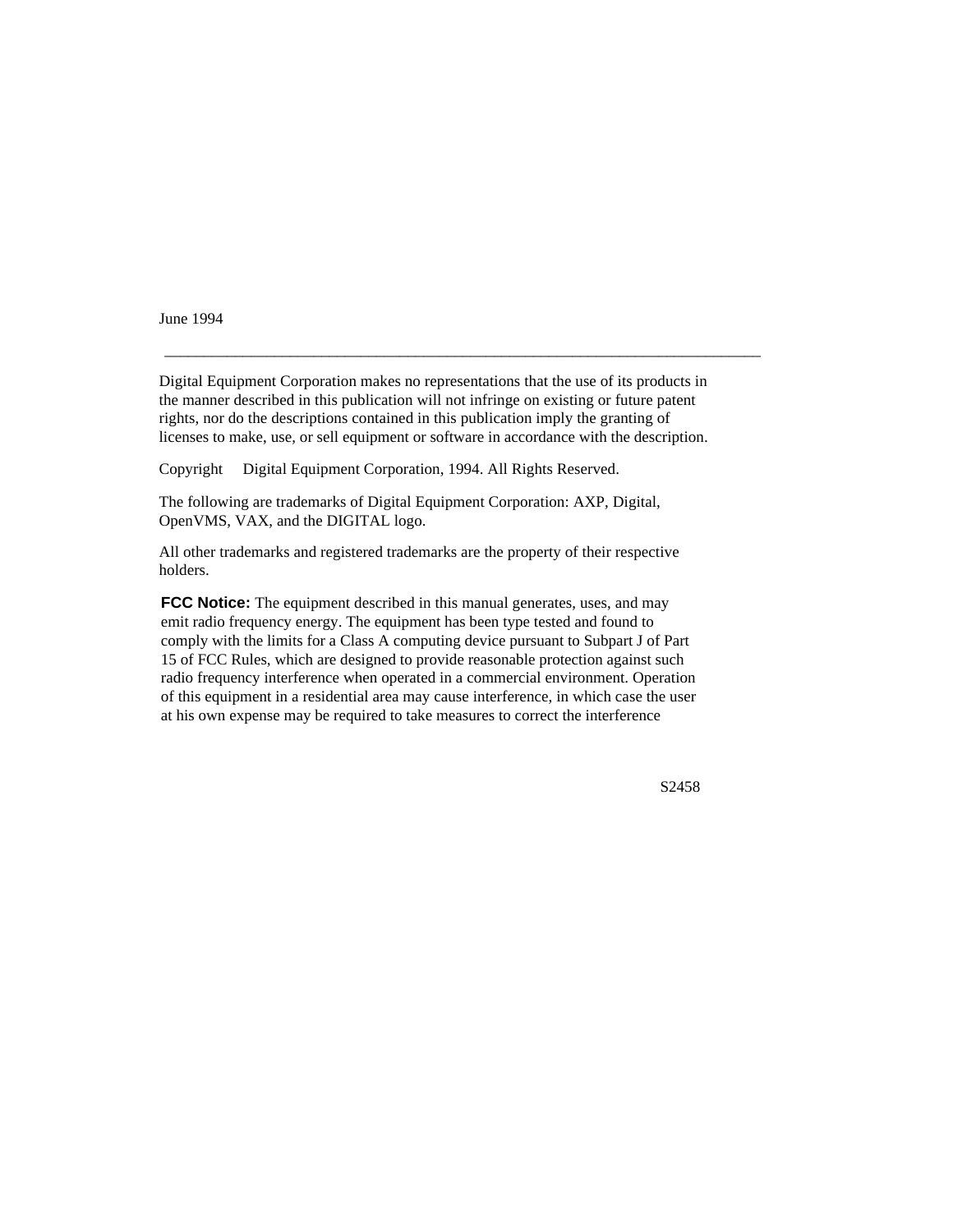June 1994

---

Digital Equipment Corporation makes no representations that the use of its products in the manner described in this publication will not infringe on existing or future patent rights, nor do the descriptions contained in this publication imply the granting of licenses to make, use, or sell equipment or software in accordance with the description.

Copyright  Digital Equipment Corporation, 1994. All Rights Reserved.

The following are trademarks of Digital Equipment Corporation: AXP, Digital, OpenVMS, VAX, and the DIGITAL logo.

All other trademarks and registered trademarks are the property of their respective holders.

**FCC Notice:** The equipment described in this manual generates, uses, and may emit radio frequency energy. The equipment has been type tested and found to comply with the limits for a Class A computing device pursuant to Subpart J of Part 15 of FCC Rules, which are designed to provide reasonable protection against such radio frequency interference when operated in a commercial environment. Operation of this equipment in a residential area may cause interference, in which case the user at his own expense may be required to take measures to correct the interference

S2458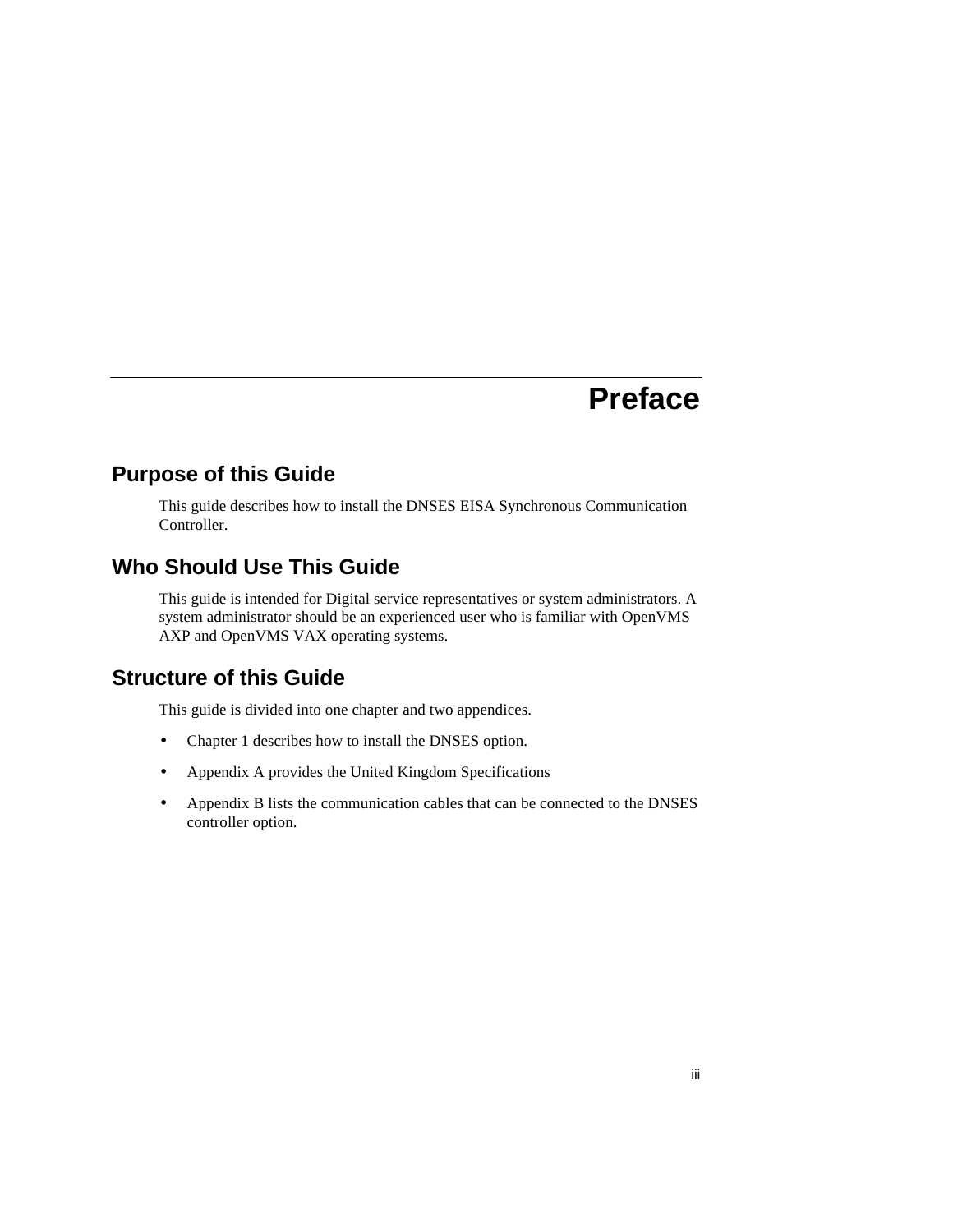# Preface

## Purpose of this Guide

This guide describes how to install the DNSES EISA Synchronous Communication Controller.

## Who Should Use This Guide

This guide is intended for Digital service representatives or system administrators. A system administrator should be an experienced user who is familiar with OpenVMS AXP and OpenVMS VAX operating systems.

## Structure of this Guide

This guide is divided into one chapter and two appendices.

- Chapter 1 describes how to install the DNSES option.
- Appendix A provides the United Kingdom Specifications
- Appendix B lists the communication cables that can be connected to the DNSES controller option.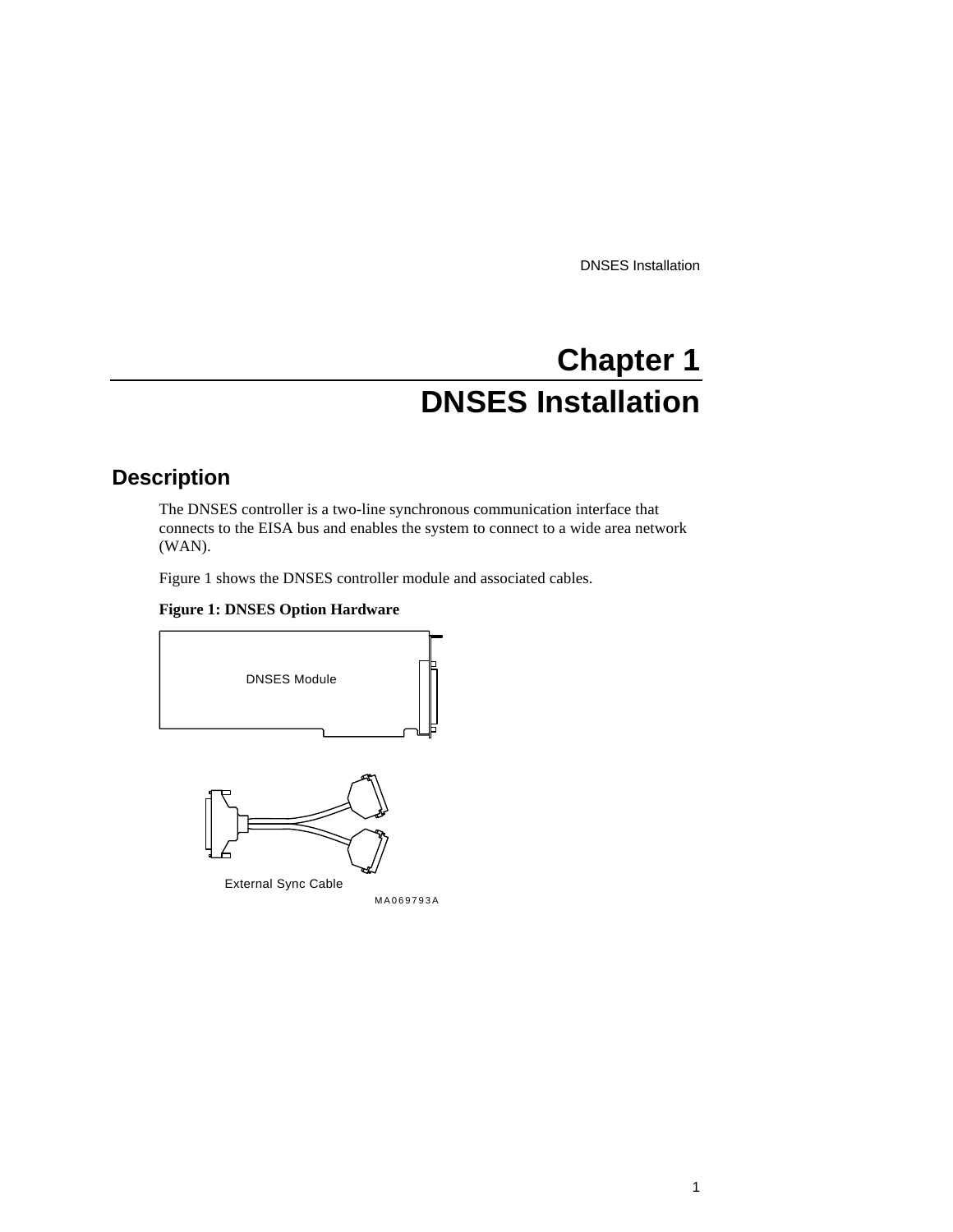# Chapter 1

# DNSES Installation

## Description

The DNSES controller is a two-line synchronous communication interface that connects to the EISA bus and enables the system to connect to a wide area network (WAN).

Figure 1 shows the DNSES controller module and associated cables.

**Figure 1: DNSES Option Hardware**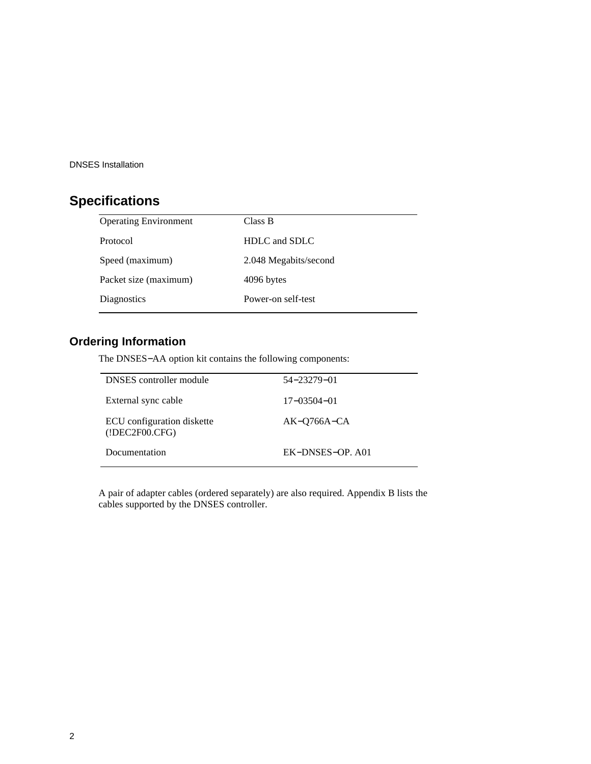## Specifications

| | |
|---|---|
| Operating Environment | Class B |
| Protocol | HDLC and SDLC |
| Speed (maximum) | 2.048 Megabits/second |
| Packet size (maximum) | 4096 bytes |
| Diagnostics | Power-on self-test |

### Ordering Information

The DNSES−AA option kit contains the following components:

| | |
|---|---|
| DNSES controller module | 54−23279−01 |
| External sync cable | 17−03504−01 |
| ECU configuration diskette (!DEC2F00.CFG) | AK−Q766A−CA |
| Documentation | EK−DNSES−OP. A01 |

A pair of adapter cables (ordered separately) are also required. Appendix B lists the cables supported by the DNSES controller.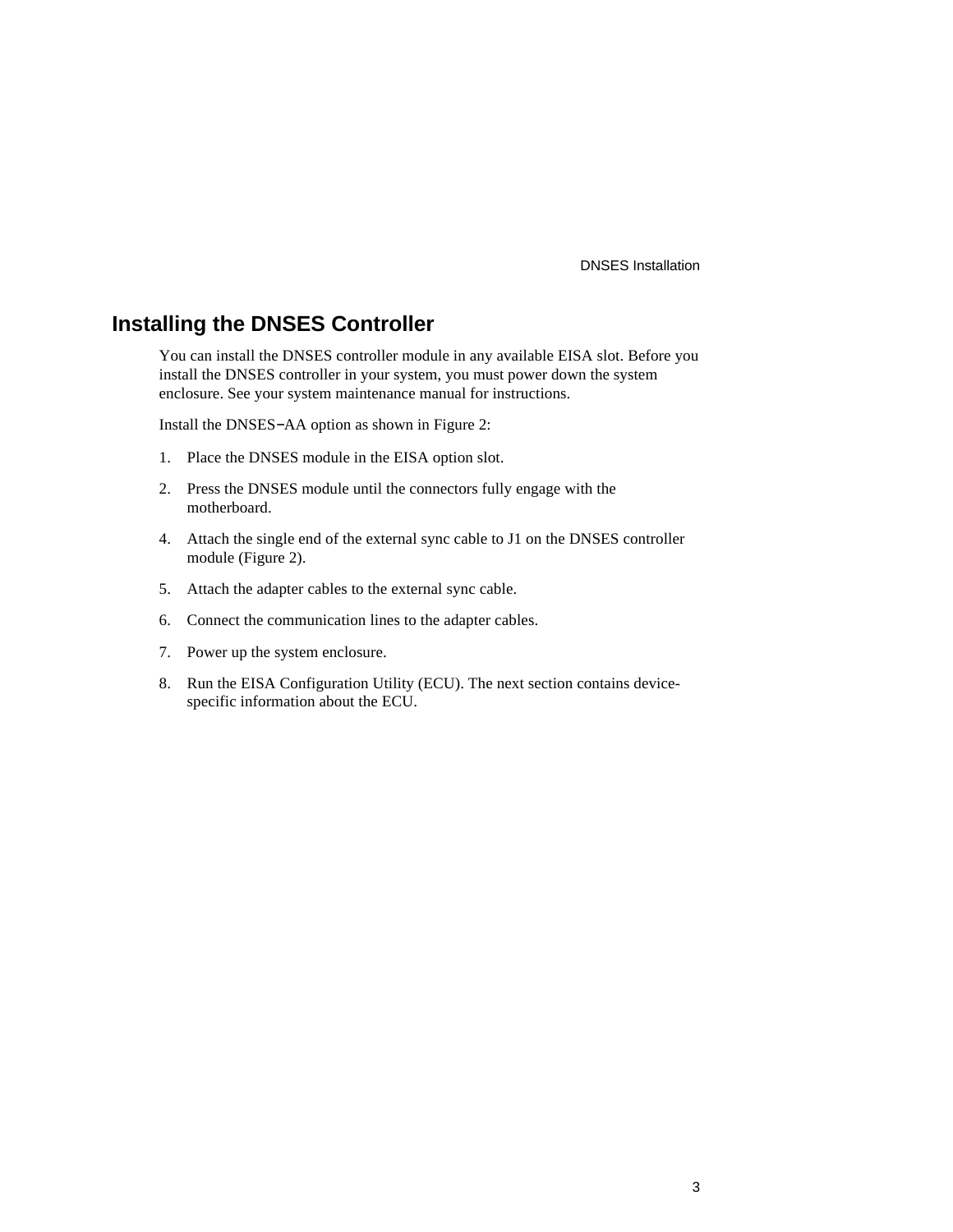## Installing the DNSES Controller

You can install the DNSES controller module in any available EISA slot. Before you install the DNSES controller in your system, you must power down the system enclosure. See your system maintenance manual for instructions.

Install the DNSES−AA option as shown in Figure 2:

1. Place the DNSES module in the EISA option slot.
2. Press the DNSES module until the connectors fully engage with the motherboard.
4. Attach the single end of the external sync cable to J1 on the DNSES controller module (Figure 2).
5. Attach the adapter cables to the external sync cable.
6. Connect the communication lines to the adapter cables.
7. Power up the system enclosure.
8. Run the EISA Configuration Utility (ECU). The next section contains device-specific information about the ECU.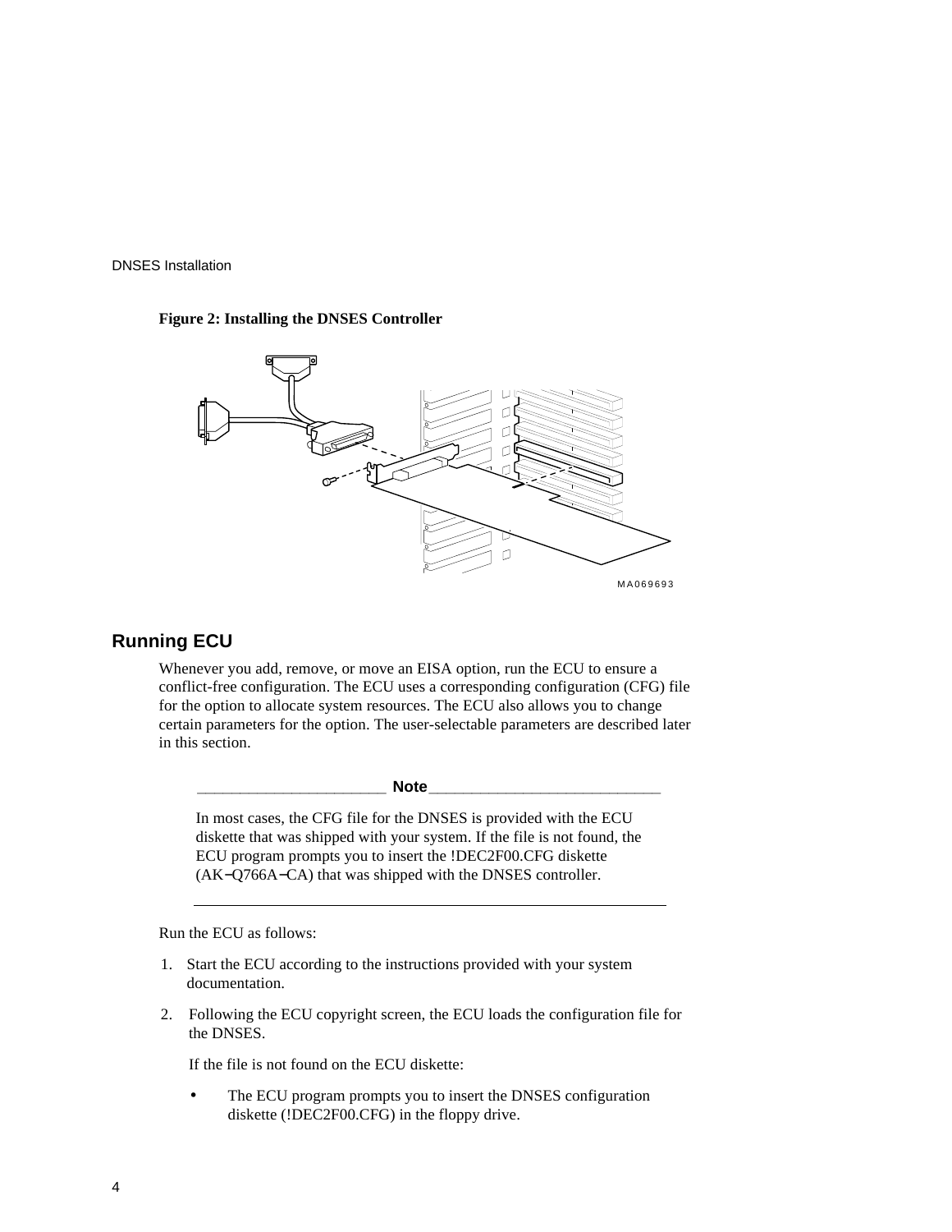**Figure 2: Installing the DNSES Controller**

## Running ECU

Whenever you add, remove, or move an EISA option, run the ECU to ensure a conflict-free configuration. The ECU uses a corresponding configuration (CFG) file for the option to allocate system resources. The ECU also allows you to change certain parameters for the option. The user-selectable parameters are described later in this section.

**Note**

In most cases, the CFG file for the DNSES is provided with the ECU diskette that was shipped with your system. If the file is not found, the ECU program prompts you to insert the !DEC2F00.CFG diskette (AK−Q766A−CA) that was shipped with the DNSES controller.

---

Run the ECU as follows:

1. Start the ECU according to the instructions provided with your system documentation.
2. Following the ECU copyright screen, the ECU loads the configuration file for the DNSES.

   If the file is not found on the ECU diskette:

   - The ECU program prompts you to insert the DNSES configuration diskette (!DEC2F00.CFG) in the floppy drive.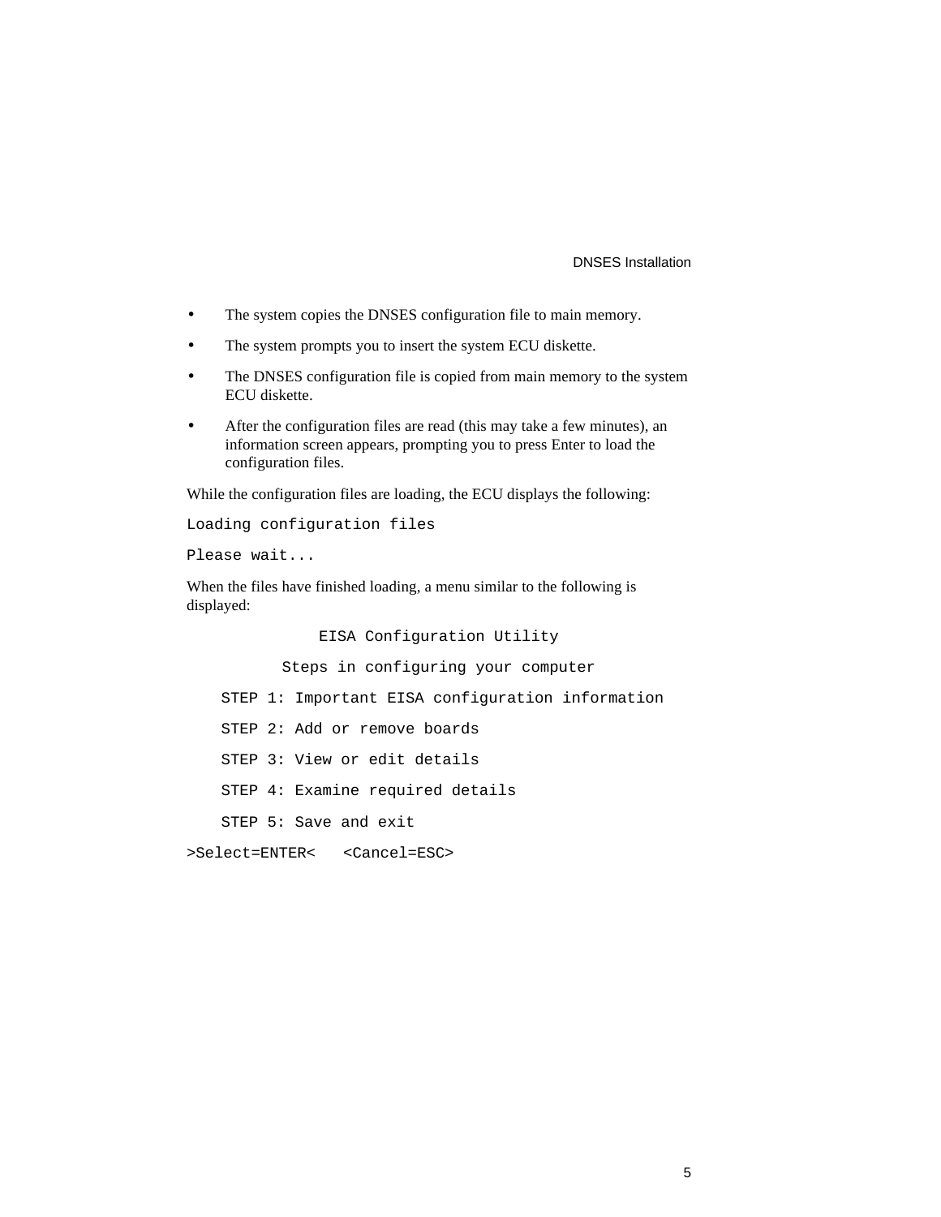- The system copies the DNSES configuration file to main memory.
- The system prompts you to insert the system ECU diskette.
- The DNSES configuration file is copied from main memory to the system ECU diskette.
- After the configuration files are read (this may take a few minutes), an information screen appears, prompting you to press Enter to load the configuration files.

While the configuration files are loading, the ECU displays the following:

```
Loading configuration files

Please wait...
```

When the files have finished loading, a menu similar to the following is displayed:

```
               EISA Configuration Utility

           Steps in configuring your computer

    STEP 1: Important EISA configuration information

    STEP 2: Add or remove boards

    STEP 3: View or edit details

    STEP 4: Examine required details

    STEP 5: Save and exit

>Select=ENTER<   <Cancel=ESC>
```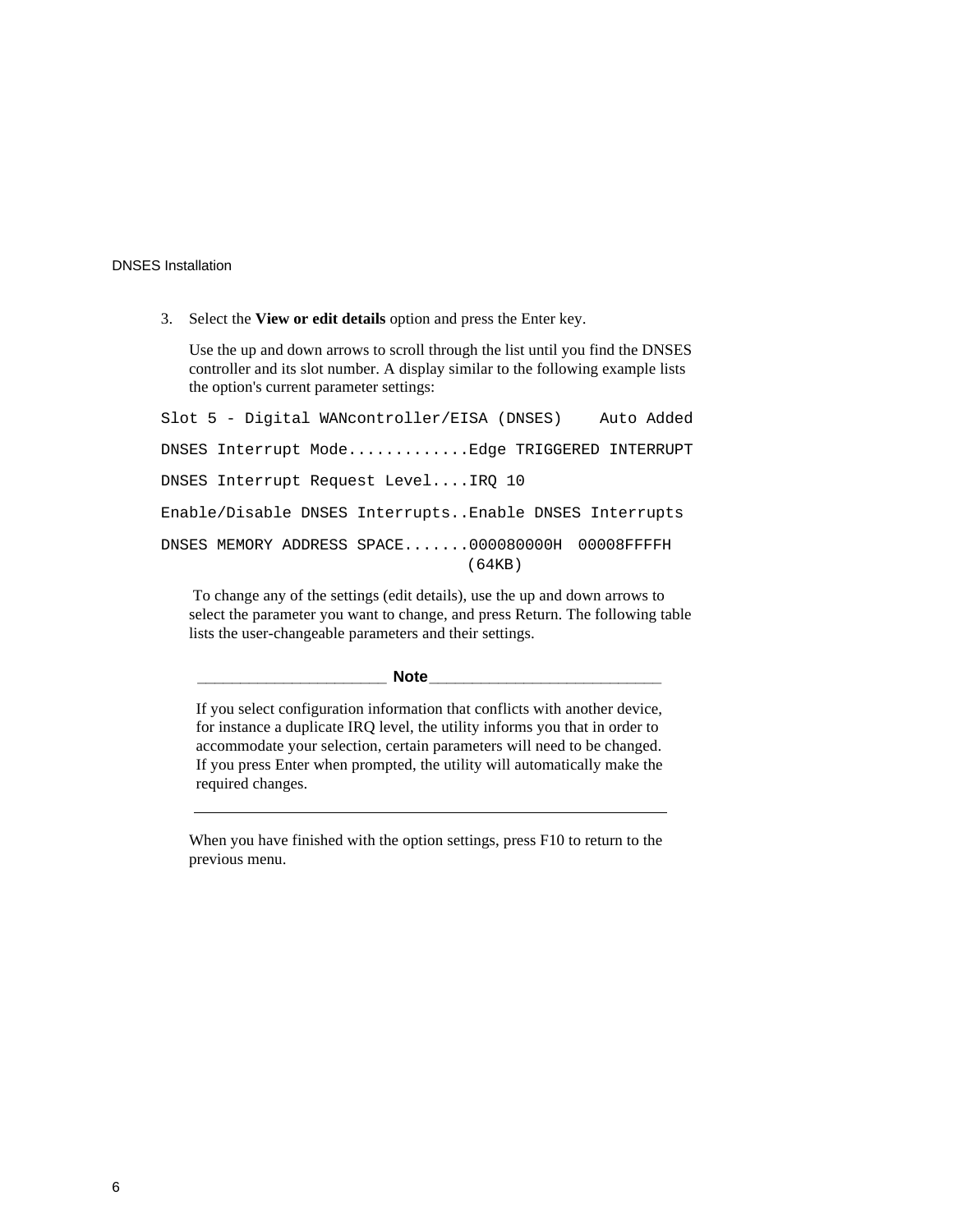3. Select the **View or edit details** option and press the Enter key.

   Use the up and down arrows to scroll through the list until you find the DNSES controller and its slot number. A display similar to the following example lists the option's current parameter settings:

```
Slot 5 - Digital WANcontroller/EISA (DNSES)    Auto Added

DNSES Interrupt Mode.............Edge TRIGGERED INTERRUPT

DNSES Interrupt Request Level....IRQ 10

Enable/Disable DNSES Interrupts..Enable DNSES Interrupts

DNSES MEMORY ADDRESS SPACE.......000080000H  00008FFFFH
                                (64KB)
```

   To change any of the settings (edit details), use the up and down arrows to select the parameter you want to change, and press Return. The following table lists the user-changeable parameters and their settings.

   **Note**

   If you select configuration information that conflicts with another device, for instance a duplicate IRQ level, the utility informs you that in order to accommodate your selection, certain parameters will need to be changed. If you press Enter when prompted, the utility will automatically make the required changes.

   When you have finished with the option settings, press F10 to return to the previous menu.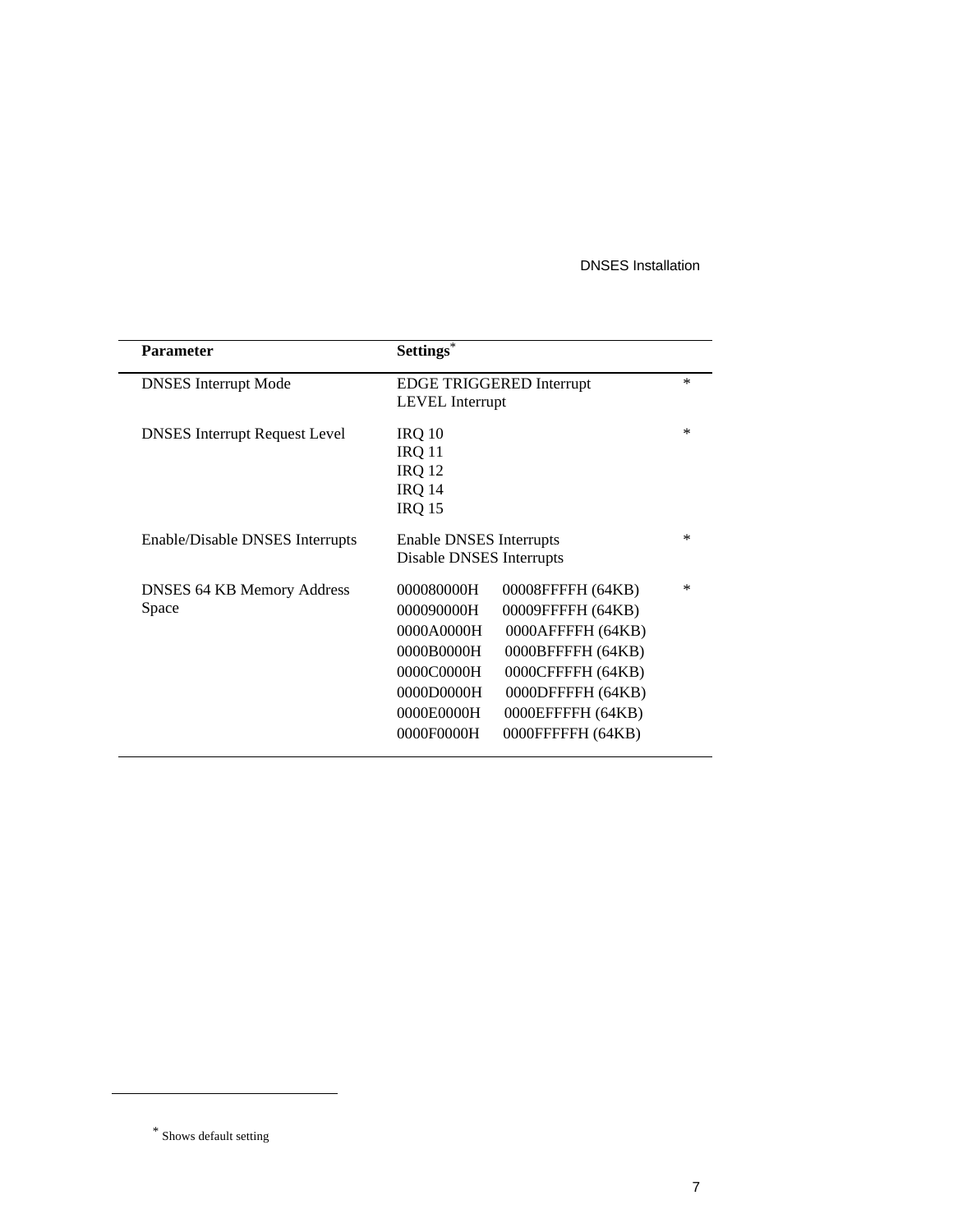| Parameter | Settings[*] | |
|---|---|---|
| DNSES Interrupt Mode | EDGE TRIGGERED Interrupt | * |
| | LEVEL Interrupt | |
| DNSES Interrupt Request Level | IRQ 10 | * |
| | IRQ 11 | |
| | IRQ 12 | |
| | IRQ 14 | |
| | IRQ 15 | |
| Enable/Disable DNSES Interrupts | Enable DNSES Interrupts | * |
| | Disable DNSES Interrupts | |
| DNSES 64 KB Memory Address Space | 000080000H 00008FFFFH (64KB) | * |
| | 000090000H 00009FFFFH (64KB) | |
| | 0000A0000H 0000AFFFFH (64KB) | |
| | 0000B0000H 0000BFFFFH (64KB) | |
| | 0000C0000H 0000CFFFFH (64KB) | |
| | 0000D0000H 0000DFFFFH (64KB) | |
| | 0000E0000H 0000EFFFFH (64KB) | |
| | 0000F0000H 0000FFFFFH (64KB) | |

[*] Shows default setting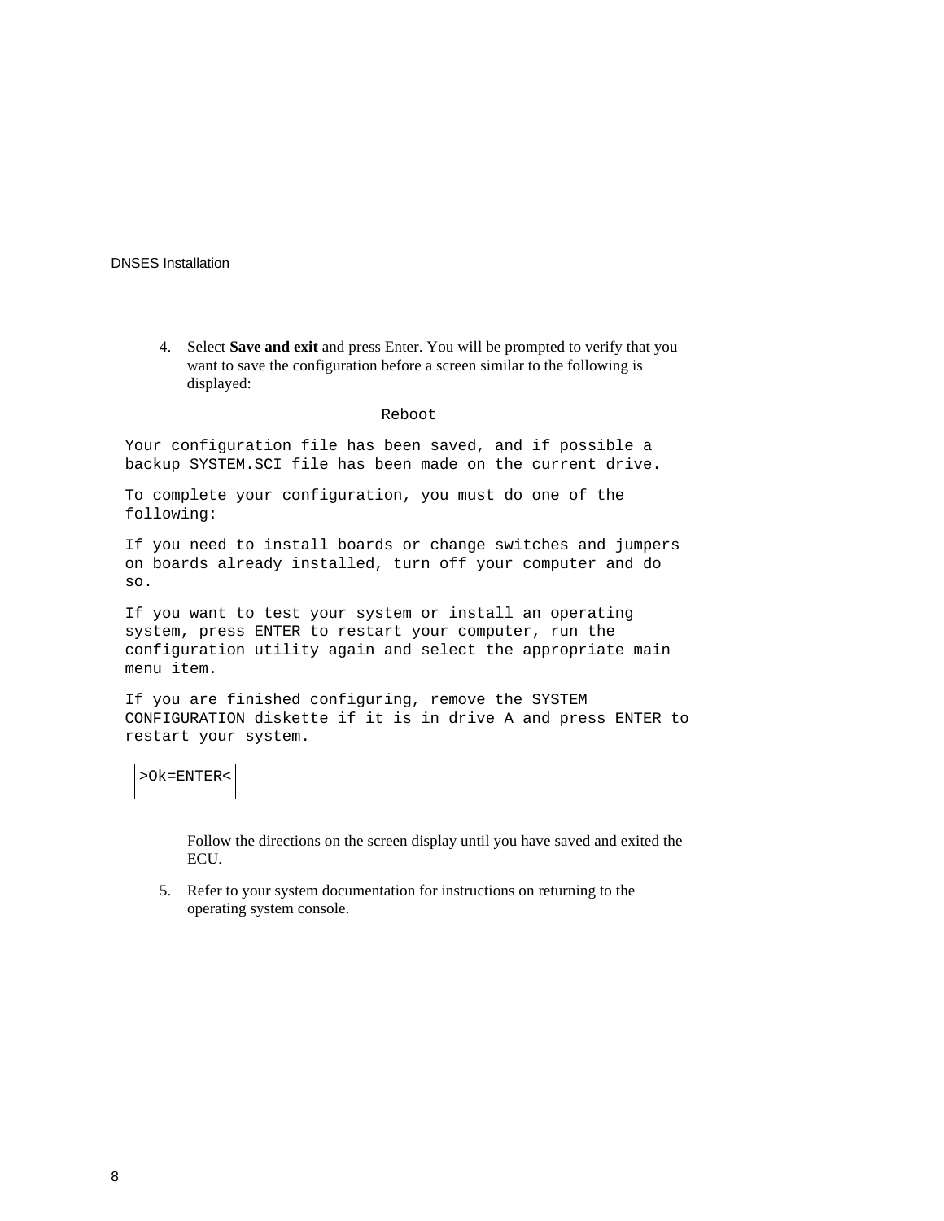4. Select **Save and exit** and press Enter. You will be prompted to verify that you want to save the configuration before a screen similar to the following is displayed:

```
                              Reboot

Your configuration file has been saved, and if possible a
backup SYSTEM.SCI file has been made on the current drive.

To complete your configuration, you must do one of the
following:

If you need to install boards or change switches and jumpers
on boards already installed, turn off your computer and do
so.

If you want to test your system or install an operating
system, press ENTER to restart your computer, run the
configuration utility again and select the appropriate main
menu item.

If you are finished configuring, remove the SYSTEM
CONFIGURATION diskette if it is in drive A and press ENTER to
restart your system.

 >Ok=ENTER<
```

   Follow the directions on the screen display until you have saved and exited the ECU.

5. Refer to your system documentation for instructions on returning to the operating system console.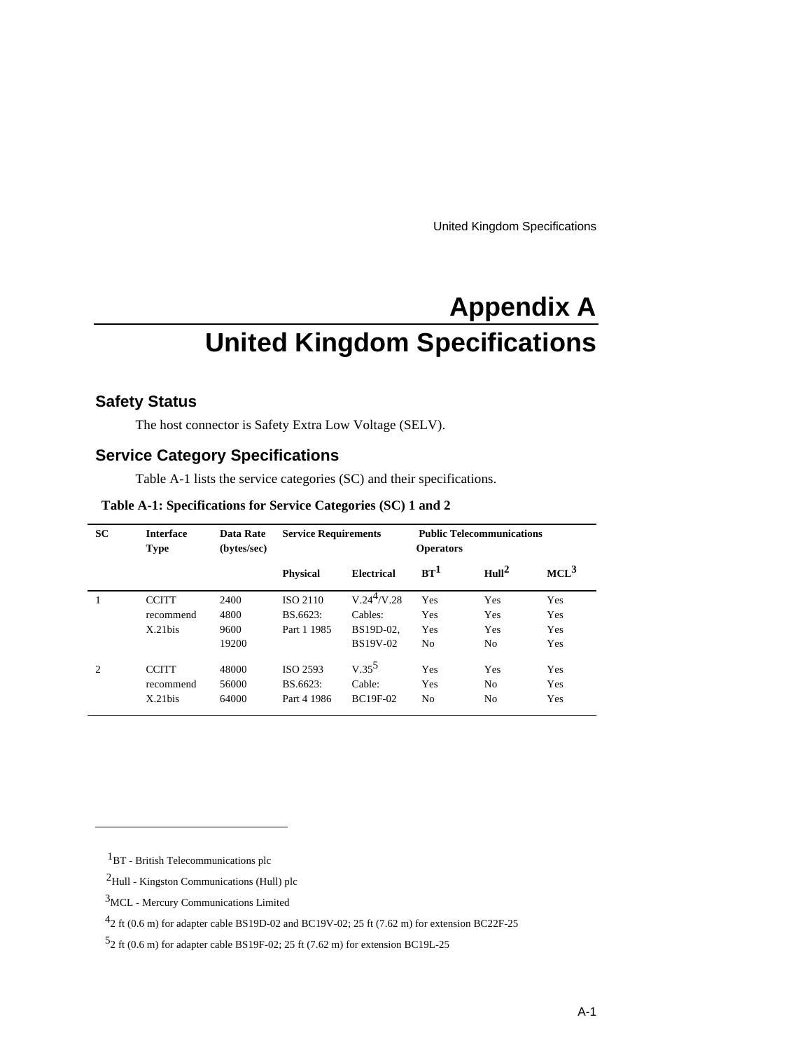# Appendix A

# United Kingdom Specifications

## Safety Status

The host connector is Safety Extra Low Voltage (SELV).

## Service Category Specifications

Table A-1 lists the service categories (SC) and their specifications.

**Table A-1: Specifications for Service Categories (SC) 1 and 2**

| SC | Interface Type | Data Rate (bytes/sec) | Service Requirements | | Public Telecommunications Operators | | |
|---|---|---|---|---|---|---|---|
| | | | Physical | Electrical | BT[1] | Hull[2] | MCL[3] |
| 1 | CCITT recommend X.21bis | 2400 | ISO 2110 BS.6623: Part 1 1985 | V.24[4]/V.28 Cables: BS19D-02, BS19V-02 | Yes | Yes | Yes |
| | | 4800 | | | Yes | Yes | Yes |
| | | 9600 | | | Yes | Yes | Yes |
| | | 19200 | | | No | No | Yes |
| 2 | CCITT recommend X.21bis | 48000 | ISO 2593 BS.6623: Part 4 1986 | V.35[5] Cable: BC19F-02 | Yes | Yes | Yes |
| | | 56000 | | | Yes | No | Yes |
| | | 64000 | | | No | No | Yes |

---

[1] BT - British Telecommunications plc

[2] Hull - Kingston Communications (Hull) plc

[3] MCL - Mercury Communications Limited

[4] 2 ft (0.6 m) for adapter cable BS19D-02 and BC19V-02; 25 ft (7.62 m) for extension BC22F-25

[5] 2 ft (0.6 m) for adapter cable BS19F-02; 25 ft (7.62 m) for extension BC19L-25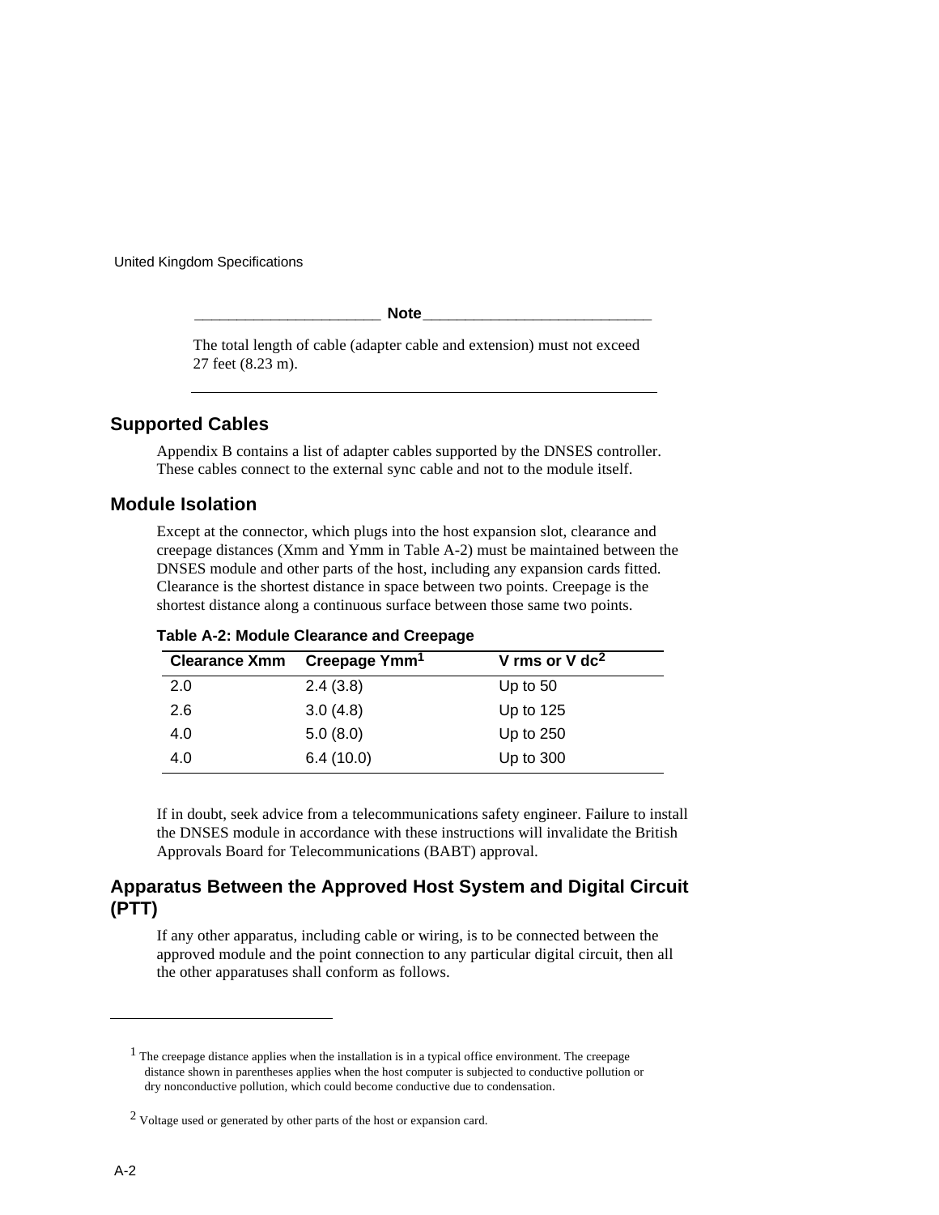**Note**

The total length of cable (adapter cable and extension) must not exceed 27 feet (8.23 m).

## Supported Cables

Appendix B contains a list of adapter cables supported by the DNSES controller. These cables connect to the external sync cable and not to the module itself.

## Module Isolation

Except at the connector, which plugs into the host expansion slot, clearance and creepage distances (Xmm and Ymm in Table A-2) must be maintained between the DNSES module and other parts of the host, including any expansion cards fitted. Clearance is the shortest distance in space between two points. Creepage is the shortest distance along a continuous surface between those same two points.

**Table A-2: Module Clearance and Creepage**

| Clearance Xmm | Creepage Ymm[1] | V rms or V dc[2] |
|---|---|---|
| 2.0 | 2.4 (3.8) | Up to 50 |
| 2.6 | 3.0 (4.8) | Up to 125 |
| 4.0 | 5.0 (8.0) | Up to 250 |
| 4.0 | 6.4 (10.0) | Up to 300 |

If in doubt, seek advice from a telecommunications safety engineer. Failure to install the DNSES module in accordance with these instructions will invalidate the British Approvals Board for Telecommunications (BABT) approval.

## Apparatus Between the Approved Host System and Digital Circuit (PTT)

If any other apparatus, including cable or wiring, is to be connected between the approved module and the point connection to any particular digital circuit, then all the other apparatuses shall conform as follows.

---

[1] The creepage distance applies when the installation is in a typical office environment. The creepage distance shown in parentheses applies when the host computer is subjected to conductive pollution or dry nonconductive pollution, which could become conductive due to condensation.

[2] Voltage used or generated by other parts of the host or expansion card.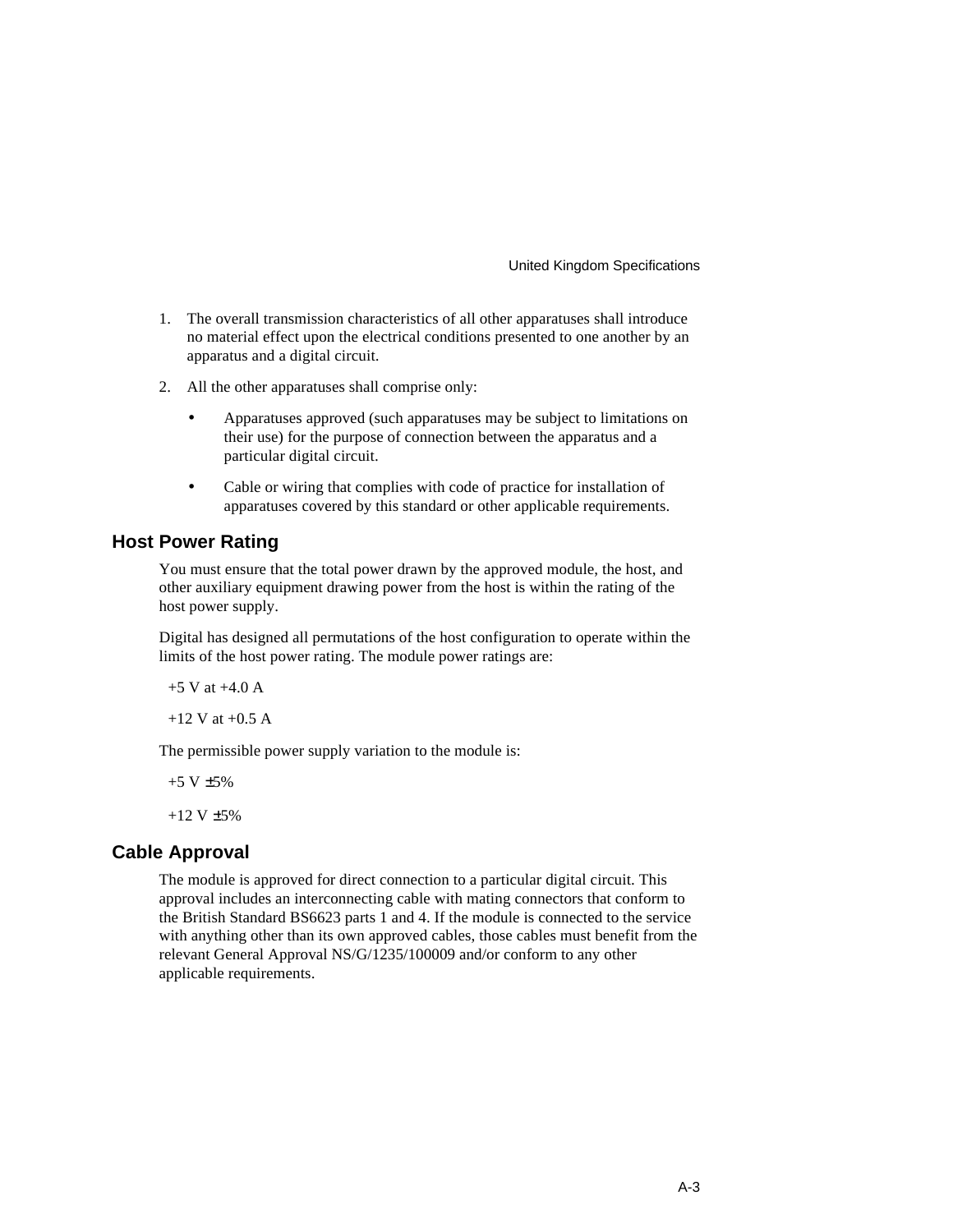1. The overall transmission characteristics of all other apparatuses shall introduce no material effect upon the electrical conditions presented to one another by an apparatus and a digital circuit.
2. All the other apparatuses shall comprise only:
   - Apparatuses approved (such apparatuses may be subject to limitations on their use) for the purpose of connection between the apparatus and a particular digital circuit.
   - Cable or wiring that complies with code of practice for installation of apparatuses covered by this standard or other applicable requirements.

## Host Power Rating

You must ensure that the total power drawn by the approved module, the host, and other auxiliary equipment drawing power from the host is within the rating of the host power supply.

Digital has designed all permutations of the host configuration to operate within the limits of the host power rating. The module power ratings are:

+5 V at +4.0 A

+12 V at +0.5 A

The permissible power supply variation to the module is:

+5 V ±5%

+12 V ±5%

## Cable Approval

The module is approved for direct connection to a particular digital circuit. This approval includes an interconnecting cable with mating connectors that conform to the British Standard BS6623 parts 1 and 4. If the module is connected to the service with anything other than its own approved cables, those cables must benefit from the relevant General Approval NS/G/1235/100009 and/or conform to any other applicable requirements.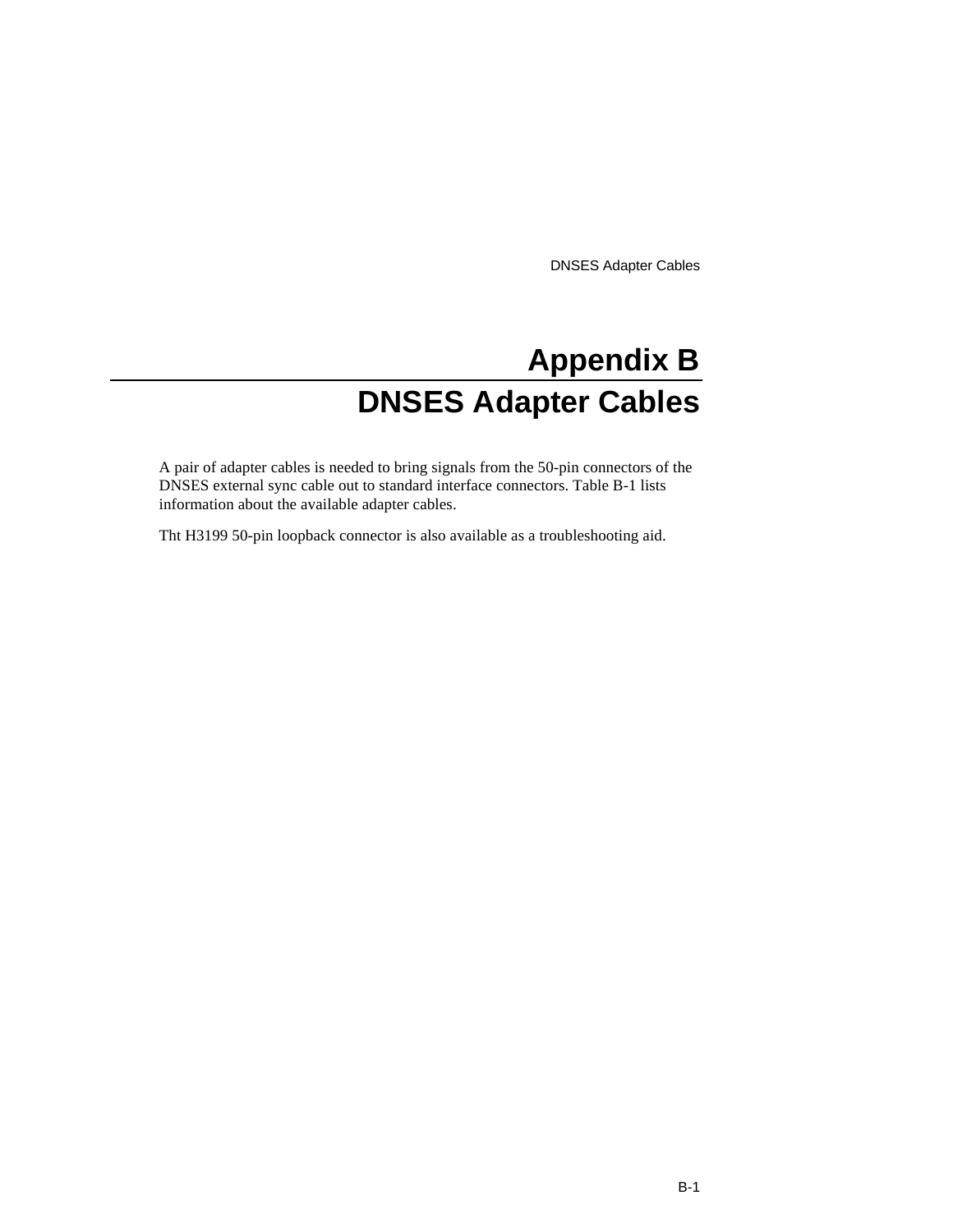# Appendix B

# DNSES Adapter Cables

A pair of adapter cables is needed to bring signals from the 50-pin connectors of the DNSES external sync cable out to standard interface connectors. Table B-1 lists information about the available adapter cables.

Tht H3199 50-pin loopback connector is also available as a troubleshooting aid.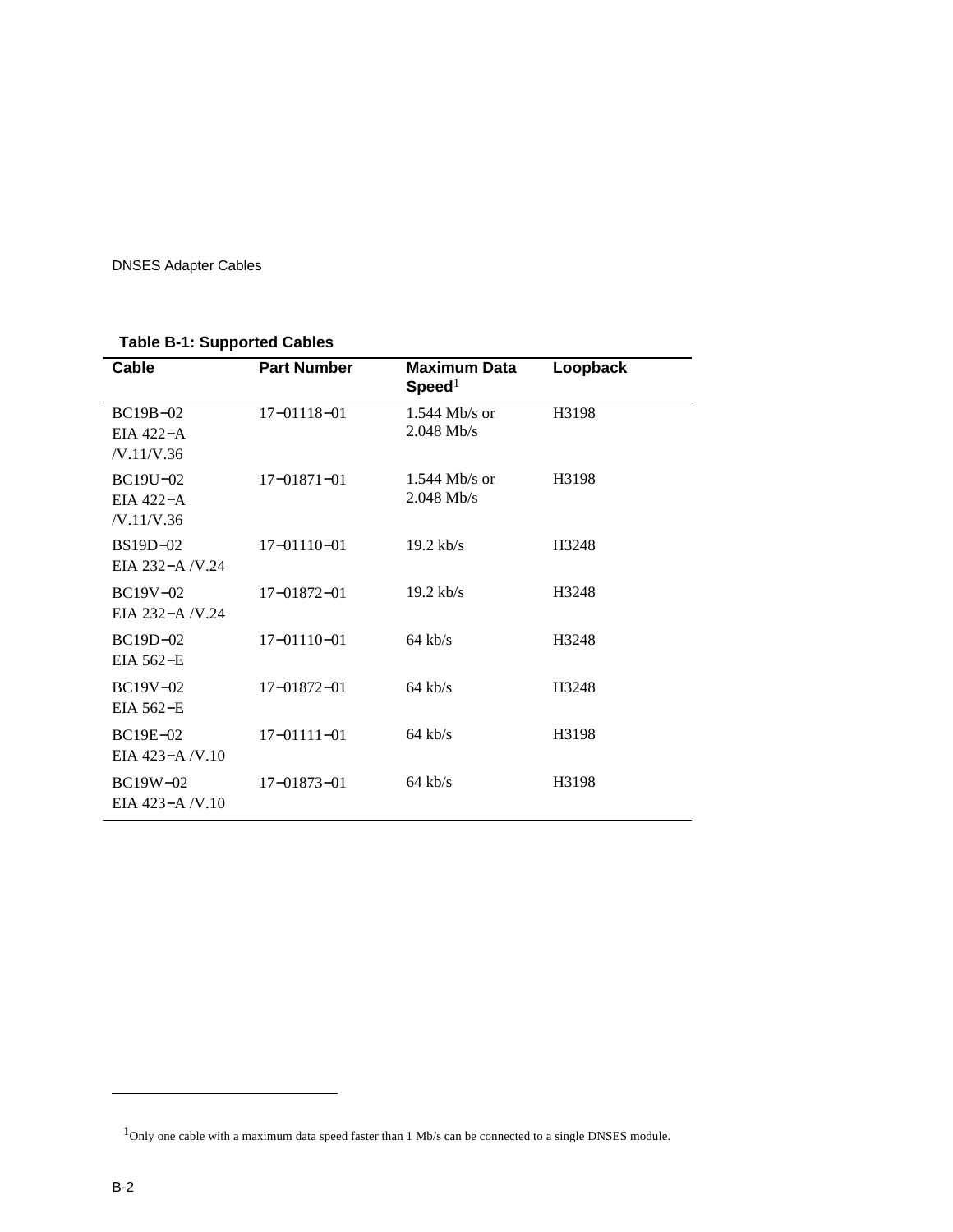**Table B-1: Supported Cables**

| Cable | Part Number | Maximum Data Speed[1] | Loopback |
|---|---|---|---|
| BC19B−02 EIA 422−A /V.11/V.36 | 17−01118−01 | 1.544 Mb/s or 2.048 Mb/s | H3198 |
| BC19U−02 EIA 422−A /V.11/V.36 | 17−01871−01 | 1.544 Mb/s or 2.048 Mb/s | H3198 |
| BS19D−02 EIA 232−A /V.24 | 17−01110−01 | 19.2 kb/s | H3248 |
| BC19V−02 EIA 232−A /V.24 | 17−01872−01 | 19.2 kb/s | H3248 |
| BC19D−02 EIA 562−E | 17−01110−01 | 64 kb/s | H3248 |
| BC19V−02 EIA 562−E | 17−01872−01 | 64 kb/s | H3248 |
| BC19E−02 EIA 423−A /V.10 | 17−01111−01 | 64 kb/s | H3198 |
| BC19W−02 EIA 423−A /V.10 | 17−01873−01 | 64 kb/s | H3198 |

[1] Only one cable with a maximum data speed faster than 1 Mb/s can be connected to a single DNSES module.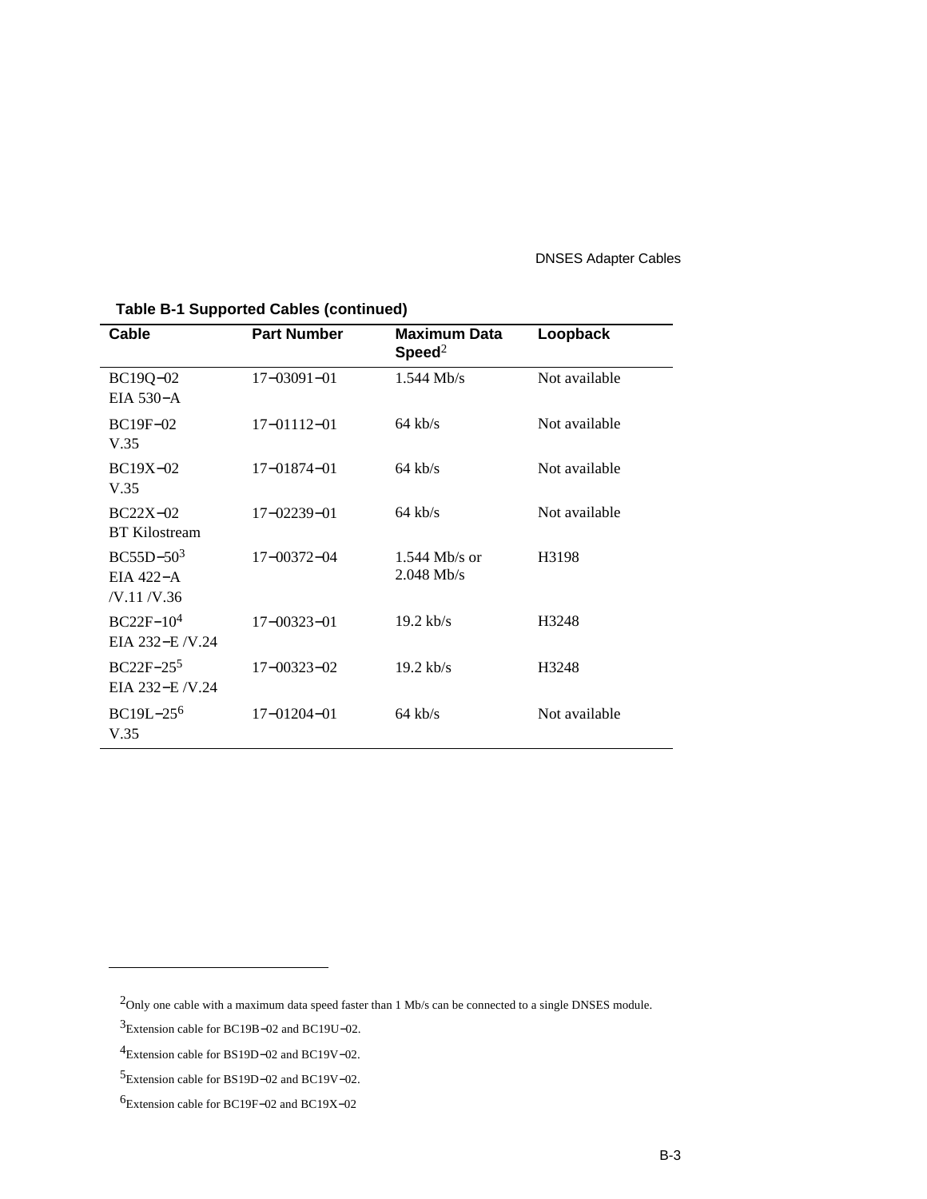**Table B-1 Supported Cables (continued)**

| Cable | Part Number | Maximum Data Speed[2] | Loopback |
|---|---|---|---|
| BC19Q−02 EIA 530−A | 17−03091−01 | 1.544 Mb/s | Not available |
| BC19F−02 V.35 | 17−01112−01 | 64 kb/s | Not available |
| BC19X−02 V.35 | 17−01874−01 | 64 kb/s | Not available |
| BC22X−02 BT Kilostream | 17−02239−01 | 64 kb/s | Not available |
| BC55D−50[3] EIA 422−A /V.11 /V.36 | 17−00372−04 | 1.544 Mb/s or 2.048 Mb/s | H3198 |
| BC22F−10[4] EIA 232−E /V.24 | 17−00323−01 | 19.2 kb/s | H3248 |
| BC22F−25[5] EIA 232−E /V.24 | 17−00323−02 | 19.2 kb/s | H3248 |
| BC19L−25[6] V.35 | 17−01204−01 | 64 kb/s | Not available |

[2]Only one cable with a maximum data speed faster than 1 Mb/s can be connected to a single DNSES module.

[3]Extension cable for BC19B−02 and BC19U−02.

[4]Extension cable for BS19D−02 and BC19V−02.

[5]Extension cable for BS19D−02 and BC19V−02.

[6]Extension cable for BC19F−02 and BC19X−02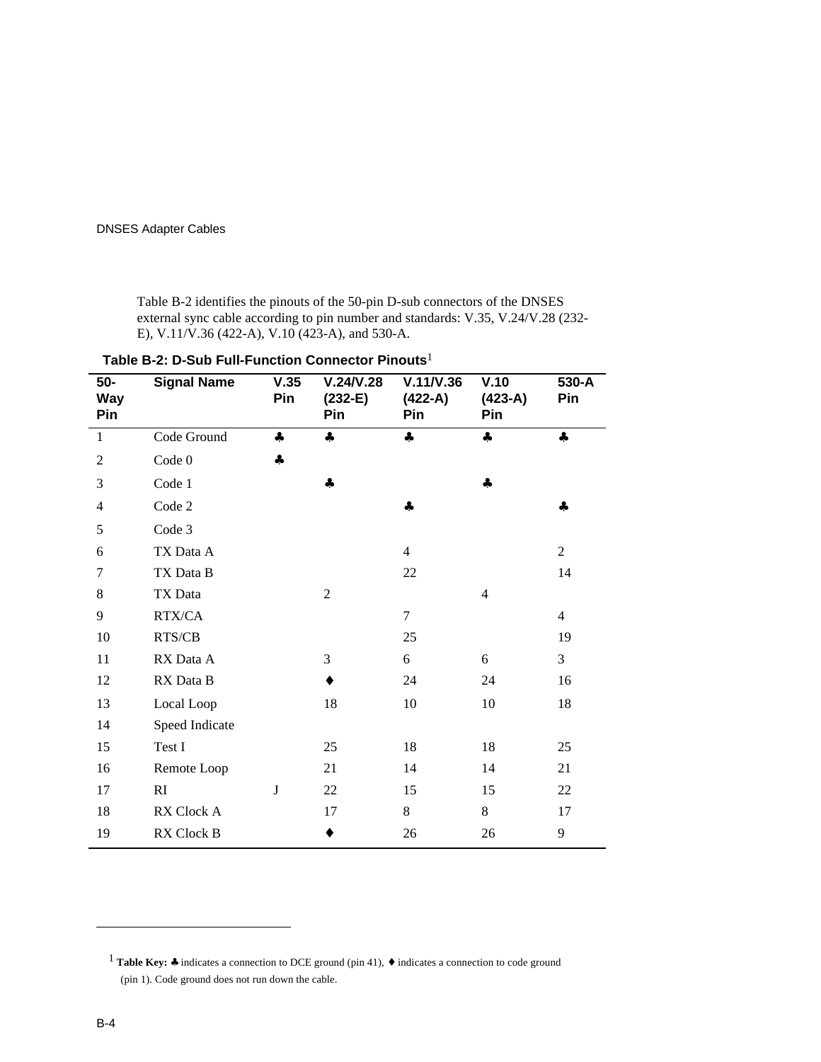Table B-2 identifies the pinouts of the 50-pin D-sub connectors of the DNSES external sync cable according to pin number and standards: V.35, V.24/V.28 (232-E), V.11/V.36 (422-A), V.10 (423-A), and 530-A.

**Table B-2: D-Sub Full-Function Connector Pinouts**[1]

| 50-Way Pin | Signal Name | V.35 Pin | V.24/V.28 (232-E) Pin | V.11/V.36 (422-A) Pin | V.10 (423-A) Pin | 530-A Pin |
|---|---|---|---|---|---|---|
| 1 | Code Ground | ♣ | ♣ | ♣ | ♣ | ♣ |
| 2 | Code 0 | ♣ | | | | |
| 3 | Code 1 | | ♣ | | ♣ | |
| 4 | Code 2 | | | ♣ | | ♣ |
| 5 | Code 3 | | | | | |
| 6 | TX Data A | | | 4 | | 2 |
| 7 | TX Data B | | | 22 | | 14 |
| 8 | TX Data | | 2 | | 4 | |
| 9 | RTX/CA | | | 7 | | 4 |
| 10 | RTS/CB | | | 25 | | 19 |
| 11 | RX Data A | | 3 | 6 | 6 | 3 |
| 12 | RX Data B | | ♦ | 24 | 24 | 16 |
| 13 | Local Loop | | 18 | 10 | 10 | 18 |
| 14 | Speed Indicate | | | | | |
| 15 | Test I | | 25 | 18 | 18 | 25 |
| 16 | Remote Loop | | 21 | 14 | 14 | 21 |
| 17 | RI | J | 22 | 15 | 15 | 22 |
| 18 | RX Clock A | | 17 | 8 | 8 | 17 |
| 19 | RX Clock B | | ♦ | 26 | 26 | 9 |

[1] **Table Key:** ♣ indicates a connection to DCE ground (pin 41), ♦ indicates a connection to code ground (pin 1). Code ground does not run down the cable.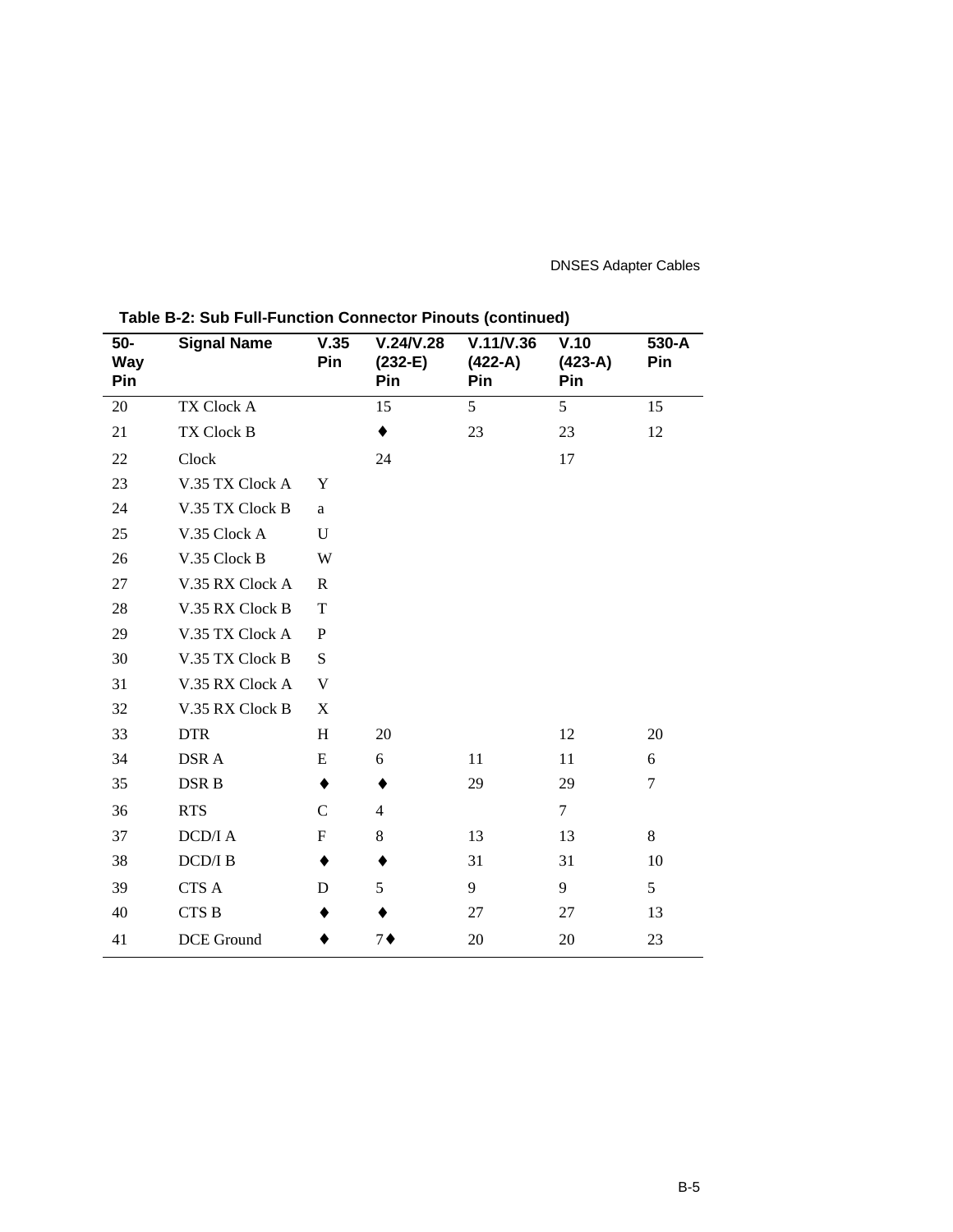**Table B-2: Sub Full-Function Connector Pinouts (continued)**

| 50-Way Pin | Signal Name | V.35 Pin | V.24/V.28 (232-E) Pin | V.11/V.36 (422-A) Pin | V.10 (423-A) Pin | 530-A Pin |
|---|---|---|---|---|---|---|
| 20 | TX Clock A | | 15 | 5 | 5 | 15 |
| 21 | TX Clock B | | ♦ | 23 | 23 | 12 |
| 22 | Clock | | 24 | | 17 | |
| 23 | V.35 TX Clock A | Y | | | | |
| 24 | V.35 TX Clock B | a | | | | |
| 25 | V.35 Clock A | U | | | | |
| 26 | V.35 Clock B | W | | | | |
| 27 | V.35 RX Clock A | R | | | | |
| 28 | V.35 RX Clock B | T | | | | |
| 29 | V.35 TX Clock A | P | | | | |
| 30 | V.35 TX Clock B | S | | | | |
| 31 | V.35 RX Clock A | V | | | | |
| 32 | V.35 RX Clock B | X | | | | |
| 33 | DTR | H | 20 | | 12 | 20 |
| 34 | DSR A | E | 6 | 11 | 11 | 6 |
| 35 | DSR B | ♦ | ♦ | 29 | 29 | 7 |
| 36 | RTS | C | 4 | | 7 | |
| 37 | DCD/I A | F | 8 | 13 | 13 | 8 |
| 38 | DCD/I B | ♦ | ♦ | 31 | 31 | 10 |
| 39 | CTS A | D | 5 | 9 | 9 | 5 |
| 40 | CTS B | ♦ | ♦ | 27 | 27 | 13 |
| 41 | DCE Ground | ♦ | 7♦ | 20 | 20 | 23 |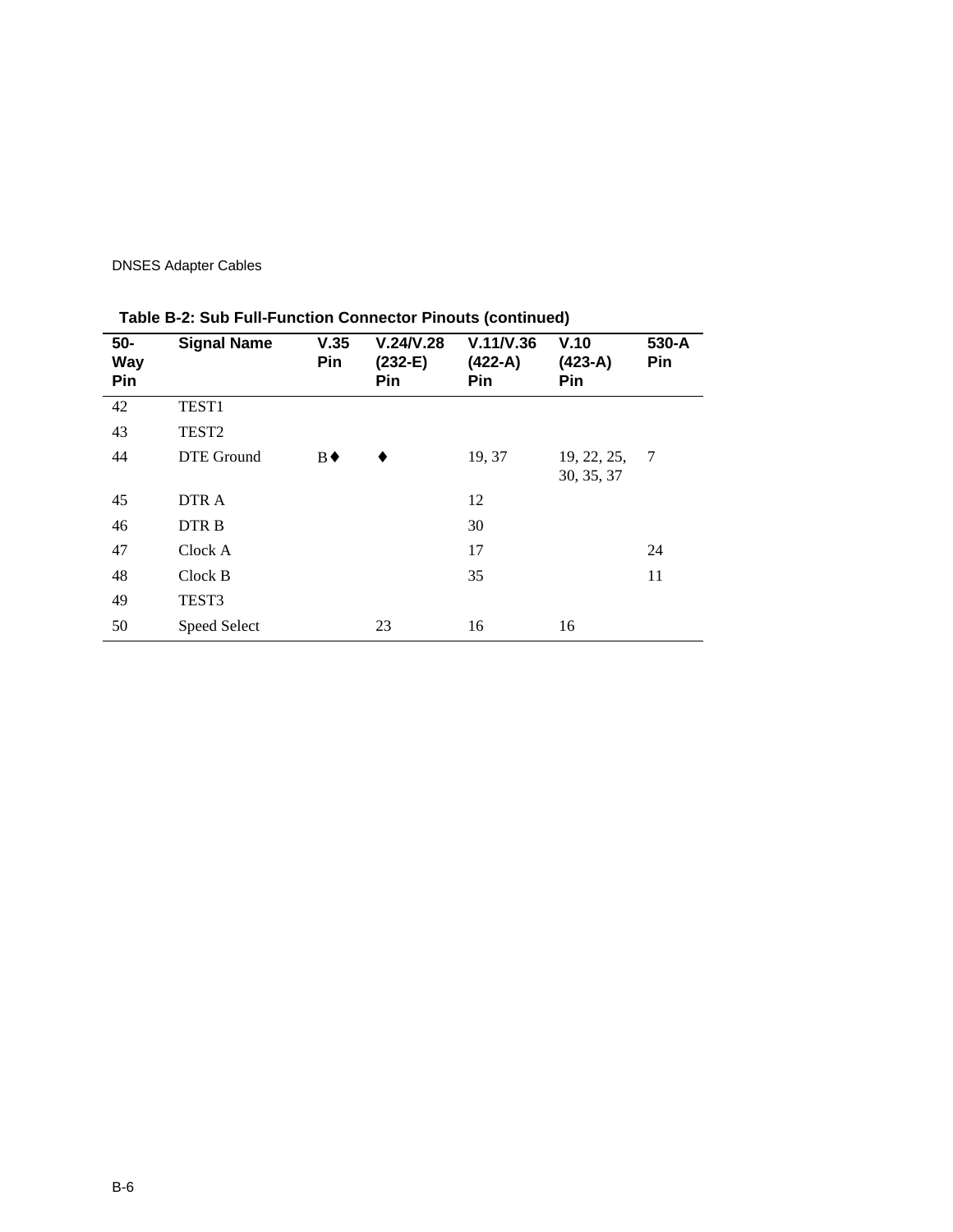**Table B-2: Sub Full-Function Connector Pinouts (continued)**

| 50-Way Pin | Signal Name | V.35 Pin | V.24/V.28 (232-E) Pin | V.11/V.36 (422-A) Pin | V.10 (423-A) Pin | 530-A Pin |
|---|---|---|---|---|---|---|
| 42 | TEST1 | | | | | |
| 43 | TEST2 | | | | | |
| 44 | DTE Ground | B♦ | ♦ | 19, 37 | 19, 22, 25, 30, 35, 37 | 7 |
| 45 | DTR A | | | 12 | | |
| 46 | DTR B | | | 30 | | |
| 47 | Clock A | | | 17 | | 24 |
| 48 | Clock B | | | 35 | | 11 |
| 49 | TEST3 | | | | | |
| 50 | Speed Select | | 23 | 16 | 16 | |